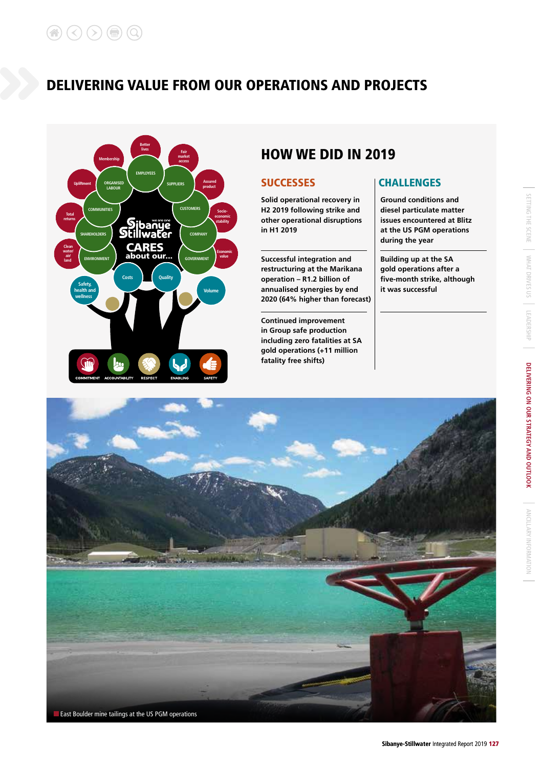# DELIVERING VALUE FROM OUR OPERATIONS AND PROJECTS

## HOW WE DID IN 2019

### SUCCESSES

Solid operational recovery in H2 2019 following strike and other operational disruptions in H1 2019

Successful integration and restructuring at the Marikana operation – R1.2 billion of annualised synergies by end 2020 (64% higher than forecast)

Continued improvement in Group safe production including zero fatalities at SA gold operations (+11 million fatality free shifts)

### CHALLENGES

Ground conditions and diesel particulate matter issues encountered at Blitz at the US PGM operations during the year

Building up at the SA gold operations after a five-month strike, although it was successful

East Boulder mine tailings at the US PGM operations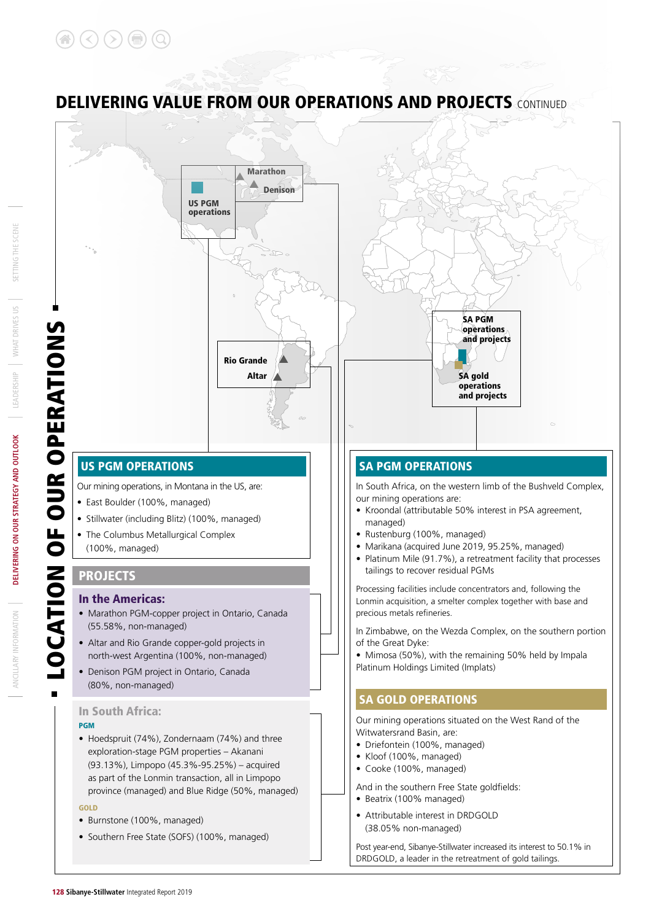# DELIVERING VALUE FROM OUR OPERATIONS AND PROJECTS CONTINUED

## LOCATION OF OUR OPERATIONS

Marathon

Denison

US PGM operations

Rio Grande

Altar

SA PGM operations and projects

SA gold operations and projects

### US PGM OPERATIONS

Our mining operations, in Montana in the US, are:

- East Boulder (100%, managed)
- Stillwater (including Blitz) (100%, managed)
- The Columbus Metallurgical Complex (100%, managed)

### PROJECTS

#### In the Americas:

- Marathon PGM-copper project in Ontario, Canada (55.58%, non-managed)
- Altar and Rio Grande copper-gold projects in north-west Argentina (100%, non-managed)
- Denison PGM project in Ontario, Canada (80%, non-managed)

#### In South Africa:

**PGM**

- Hoedspruit (74%), Zondernaam (74%) and three exploration-stage PGM properties – Akanani (93.13%), Limpopo (45.3%-95.25%) – acquired as part of the Lonmin transaction, all in Limpopo province (managed) and Blue Ridge (50%, managed)

**GOLD**

- Burnstone (100%, managed)
- Southern Free State (SOFS) (100%, managed)

### SA PGM OPERATIONS

In South Africa, on the western limb of the Bushveld Complex, our mining operations are:

- Kroondal (attributable 50% interest in PSA agreement, managed)
- Rustenburg (100%, managed)
- Marikana (acquired June 2019, 95.25%, managed)
- Platinum Mile (91.7%), a retreatment facility that processes tailings to recover residual PGMs

Processing facilities include concentrators and, following the Lonmin acquisition, a smelter complex together with base and precious metals refineries.

In Zimbabwe, on the Wezda Complex, on the southern portion of the Great Dyke:

- Mimosa (50%), with the remaining 50% held by Impala Platinum Holdings Limited (Implats)

### SA GOLD OPERATIONS

Our mining operations situated on the West Rand of the Witwatersrand Basin, are:

- Driefontein (100%, managed)
- Kloof (100%, managed)
- Cooke (100%, managed)

And in the southern Free State goldfields:

- Beatrix (100% managed)
- Attributable interest in DRDGOLD (38.05% non-managed)

Post year-end, Sibanye-Stillwater increased its interest to 50.1% in DRDGOLD, a leader in the retreatment of gold tailings.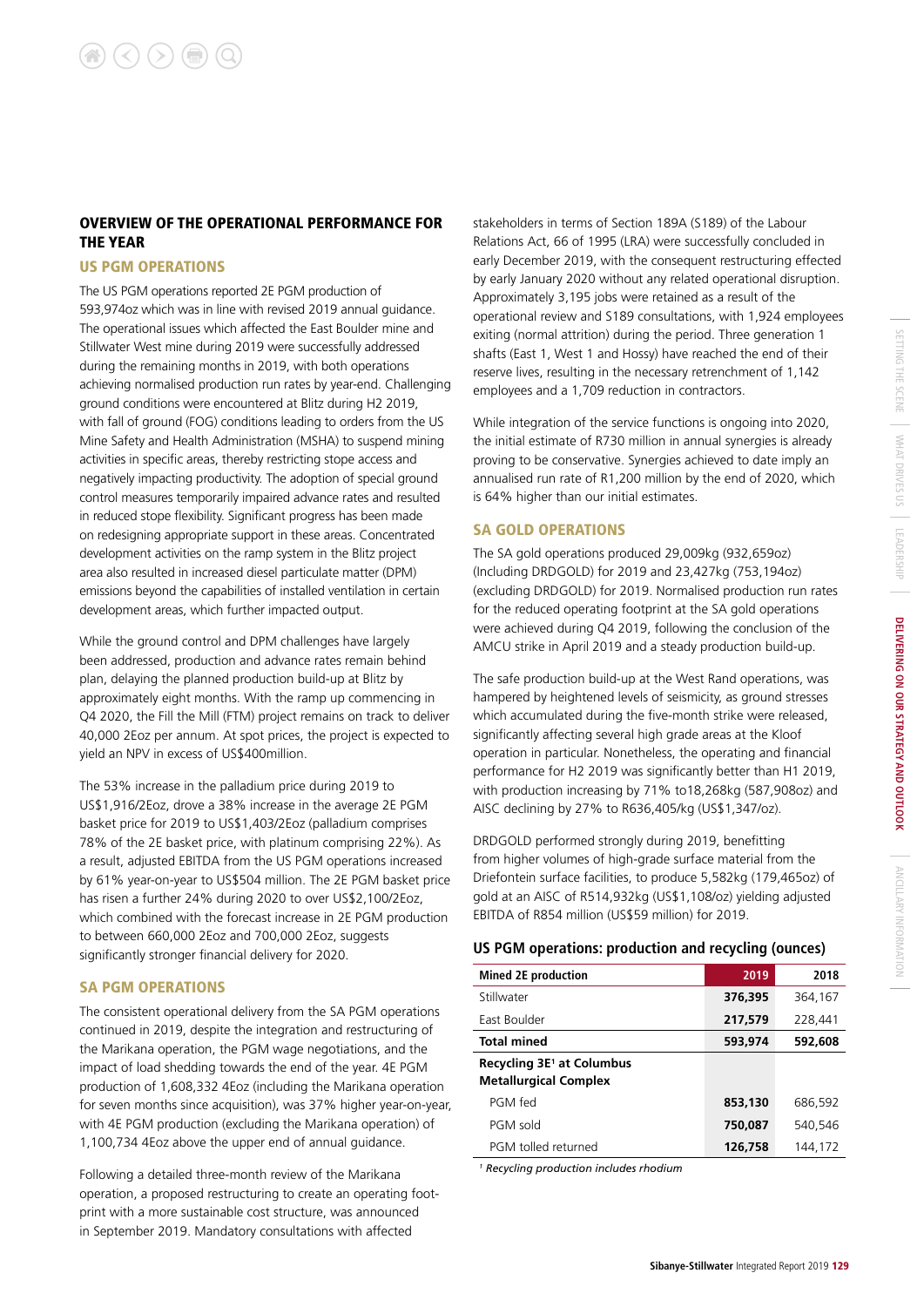## OVERVIEW OF THE OPERATIONAL PERFORMANCE FOR THE YEAR

### US PGM OPERATIONS

The US PGM operations reported 2E PGM production of 593,974oz which was in line with revised 2019 annual guidance. The operational issues which affected the East Boulder mine and Stillwater West mine during 2019 were successfully addressed during the remaining months in 2019, with both operations achieving normalised production run rates by year-end. Challenging ground conditions were encountered at Blitz during H2 2019, with fall of ground (FOG) conditions leading to orders from the US Mine Safety and Health Administration (MSHA) to suspend mining activities in specific areas, thereby restricting stope access and negatively impacting productivity. The adoption of special ground control measures temporarily impaired advance rates and resulted in reduced stope flexibility. Significant progress has been made on redesigning appropriate support in these areas. Concentrated development activities on the ramp system in the Blitz project area also resulted in increased diesel particulate matter (DPM) emissions beyond the capabilities of installed ventilation in certain development areas, which further impacted output.

While the ground control and DPM challenges have largely been addressed, production and advance rates remain behind plan, delaying the planned production build-up at Blitz by approximately eight months. With the ramp up commencing in Q4 2020, the Fill the Mill (FTM) project remains on track to deliver 40,000 2Eoz per annum. At spot prices, the project is expected to yield an NPV in excess of US$400million.

The 53% increase in the palladium price during 2019 to US$1,916/2Eoz, drove a 38% increase in the average 2E PGM basket price for 2019 to US$1,403/2Eoz (palladium comprises 78% of the 2E basket price, with platinum comprising 22%). As a result, adjusted EBITDA from the US PGM operations increased by 61% year-on-year to US$504 million. The 2E PGM basket price has risen a further 24% during 2020 to over US$2,100/2Eoz, which combined with the forecast increase in 2E PGM production to between 660,000 2Eoz and 700,000 2Eoz, suggests significantly stronger financial delivery for 2020.

### SA PGM OPERATIONS

The consistent operational delivery from the SA PGM operations continued in 2019, despite the integration and restructuring of the Marikana operation, the PGM wage negotiations, and the impact of load shedding towards the end of the year. 4E PGM production of 1,608,332 4Eoz (including the Marikana operation for seven months since acquisition), was 37% higher year-on-year, with 4E PGM production (excluding the Marikana operation) of 1,100,734 4Eoz above the upper end of annual guidance.

Following a detailed three-month review of the Marikana operation, a proposed restructuring to create an operating footprint with a more sustainable cost structure, was announced in September 2019. Mandatory consultations with affected stakeholders in terms of Section 189A (S189) of the Labour Relations Act, 66 of 1995 (LRA) were successfully concluded in early December 2019, with the consequent restructuring effected by early January 2020 without any related operational disruption. Approximately 3,195 jobs were retained as a result of the operational review and S189 consultations, with 1,924 employees exiting (normal attrition) during the period. Three generation 1 shafts (East 1, West 1 and Hossy) have reached the end of their reserve lives, resulting in the necessary retrenchment of 1,142 employees and a 1,709 reduction in contractors.

While integration of the service functions is ongoing into 2020, the initial estimate of R730 million in annual synergies is already proving to be conservative. Synergies achieved to date imply an annualised run rate of R1,200 million by the end of 2020, which is 64% higher than our initial estimates.

### SA GOLD OPERATIONS

The SA gold operations produced 29,009kg (932,659oz) (Including DRDGOLD) for 2019 and 23,427kg (753,194oz) (excluding DRDGOLD) for 2019. Normalised production run rates for the reduced operating footprint at the SA gold operations were achieved during Q4 2019, following the conclusion of the AMCU strike in April 2019 and a steady production build-up.

The safe production build-up at the West Rand operations, was hampered by heightened levels of seismicity, as ground stresses which accumulated during the five-month strike were released, significantly affecting several high grade areas at the Kloof operation in particular. Nonetheless, the operating and financial performance for H2 2019 was significantly better than H1 2019, with production increasing by 71% to18,268kg (587,908oz) and AISC declining by 27% to R636,405/kg (US$1,347/oz).

DRDGOLD performed strongly during 2019, benefitting from higher volumes of high-grade surface material from the Driefontein surface facilities, to produce 5,582kg (179,465oz) of gold at an AISC of R514,932kg (US$1,108/oz) yielding adjusted EBITDA of R854 million (US$59 million) for 2019.

#### US PGM operations: production and recycling (ounces)

| Mined 2E production | 2019 | 2018 |
|---|---|---|
| Stillwater | **376,395** | 364,167 |
| East Boulder | **217,579** | 228,441 |
| **Total mined** | **593,974** | **592,608** |
| **Recycling 3E[1] at Columbus Metallurgical Complex** | | |
| PGM fed | **853,130** | 686,592 |
| PGM sold | **750,087** | 540,546 |
| PGM tolled returned | **126,758** | 144,172 |

*[1] Recycling production includes rhodium*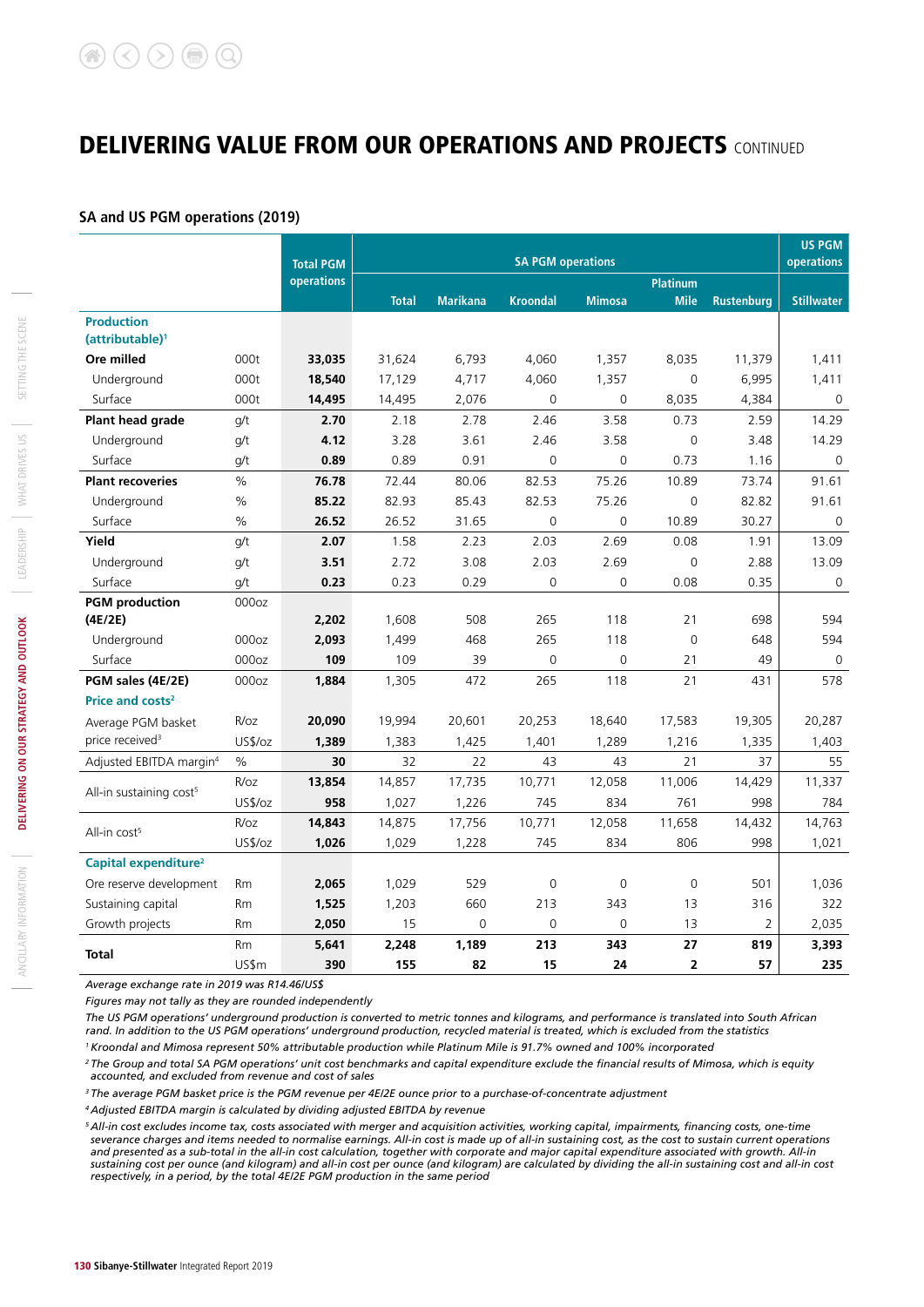# DELIVERING VALUE FROM OUR OPERATIONS AND PROJECTS CONTINUED

### SA and US PGM operations (2019)

| | | Total PGM operations | SA PGM operations | | | | | | US PGM operations |
|---|---|---|---|---|---|---|---|---|---|
| | | | Total | Marikana | Kroondal | Mimosa | Platinum Mile | Rustenburg | Stillwater |
| **Production (attributable)[1]** | | | | | | | | | |
| **Ore milled** | 000t | **33,035** | 31,624 | 6,793 | 4,060 | 1,357 | 8,035 | 11,379 | 1,411 |
| Underground | 000t | **18,540** | 17,129 | 4,717 | 4,060 | 1,357 | 0 | 6,995 | 1,411 |
| Surface | 000t | **14,495** | 14,495 | 2,076 | 0 | 0 | 8,035 | 4,384 | 0 |
| **Plant head grade** | g/t | **2.70** | 2.18 | 2.78 | 2.46 | 3.58 | 0.73 | 2.59 | 14.29 |
| Underground | g/t | **4.12** | 3.28 | 3.61 | 2.46 | 3.58 | 0 | 3.48 | 14.29 |
| Surface | g/t | **0.89** | 0.89 | 0.91 | 0 | 0 | 0.73 | 1.16 | 0 |
| **Plant recoveries** | % | **76.78** | 72.44 | 80.06 | 82.53 | 75.26 | 10.89 | 73.74 | 91.61 |
| Underground | % | **85.22** | 82.93 | 85.43 | 82.53 | 75.26 | 0 | 82.82 | 91.61 |
| Surface | % | **26.52** | 26.52 | 31.65 | 0 | 0 | 10.89 | 30.27 | 0 |
| **Yield** | g/t | **2.07** | 1.58 | 2.23 | 2.03 | 2.69 | 0.08 | 1.91 | 13.09 |
| Underground | g/t | **3.51** | 2.72 | 3.08 | 2.03 | 2.69 | 0 | 2.88 | 13.09 |
| Surface | g/t | **0.23** | 0.23 | 0.29 | 0 | 0 | 0.08 | 0.35 | 0 |
| **PGM production (4E/2E)** | 000oz | **2,202** | 1,608 | 508 | 265 | 118 | 21 | 698 | 594 |
| Underground | 000oz | **2,093** | 1,499 | 468 | 265 | 118 | 0 | 648 | 594 |
| Surface | 000oz | **109** | 109 | 39 | 0 | 0 | 21 | 49 | 0 |
| **PGM sales (4E/2E)** | 000oz | **1,884** | 1,305 | 472 | 265 | 118 | 21 | 431 | 578 |
| **Price and costs[2]** | | | | | | | | | |
| Average PGM basket price received[3] | R/oz | **20,090** | 19,994 | 20,601 | 20,253 | 18,640 | 17,583 | 19,305 | 20,287 |
| | US$/oz | **1,389** | 1,383 | 1,425 | 1,401 | 1,289 | 1,216 | 1,335 | 1,403 |
| Adjusted EBITDA margin[4] | % | **30** | 32 | 22 | 43 | 43 | 21 | 37 | 55 |
| All-in sustaining cost[5] | R/oz | **13,854** | 14,857 | 17,735 | 10,771 | 12,058 | 11,006 | 14,429 | 11,337 |
| | US$/oz | **958** | 1,027 | 1,226 | 745 | 834 | 761 | 998 | 784 |
| All-in cost[5] | R/oz | **14,843** | 14,875 | 17,756 | 10,771 | 12,058 | 11,658 | 14,432 | 14,763 |
| | US$/oz | **1,026** | 1,029 | 1,228 | 745 | 834 | 806 | 998 | 1,021 |
| **Capital expenditure[2]** | | | | | | | | | |
| Ore reserve development | Rm | **2,065** | 1,029 | 529 | 0 | 0 | 0 | 501 | 1,036 |
| Sustaining capital | Rm | **1,525** | 1,203 | 660 | 213 | 343 | 13 | 316 | 322 |
| Growth projects | Rm | **2,050** | 15 | 0 | 0 | 0 | 13 | 2 | 2,035 |
| **Total** | Rm | **5,641** | **2,248** | **1,189** | **213** | **343** | **27** | **819** | **3,393** |
| | US$m | **390** | **155** | **82** | **15** | **24** | **2** | **57** | **235** |

*Average exchange rate in 2019 was R14.46/US$*

*Figures may not tally as they are rounded independently*

*The US PGM operations' underground production is converted to metric tonnes and kilograms, and performance is translated into South African rand. In addition to the US PGM operations' underground production, recycled material is treated, which is excluded from the statistics*

*[1] Kroondal and Mimosa represent 50% attributable production while Platinum Mile is 91.7% owned and 100% incorporated*

*[2] The Group and total SA PGM operations' unit cost benchmarks and capital expenditure exclude the financial results of Mimosa, which is equity accounted, and excluded from revenue and cost of sales*

*[3] The average PGM basket price is the PGM revenue per 4E/2E ounce prior to a purchase-of-concentrate adjustment*

*[4] Adjusted EBITDA margin is calculated by dividing adjusted EBITDA by revenue*

*[5] All-in cost excludes income tax, costs associated with merger and acquisition activities, working capital, impairments, financing costs, one-time severance charges and items needed to normalise earnings. All-in cost is made up of all-in sustaining cost, as the cost to sustain current operations and presented as a sub-total in the all-in cost calculation, together with corporate and major capital expenditure associated with growth. All-in sustaining cost per ounce (and kilogram) and all-in cost per ounce (and kilogram) are calculated by dividing the all-in sustaining cost and all-in cost respectively, in a period, by the total 4E/2E PGM production in the same period*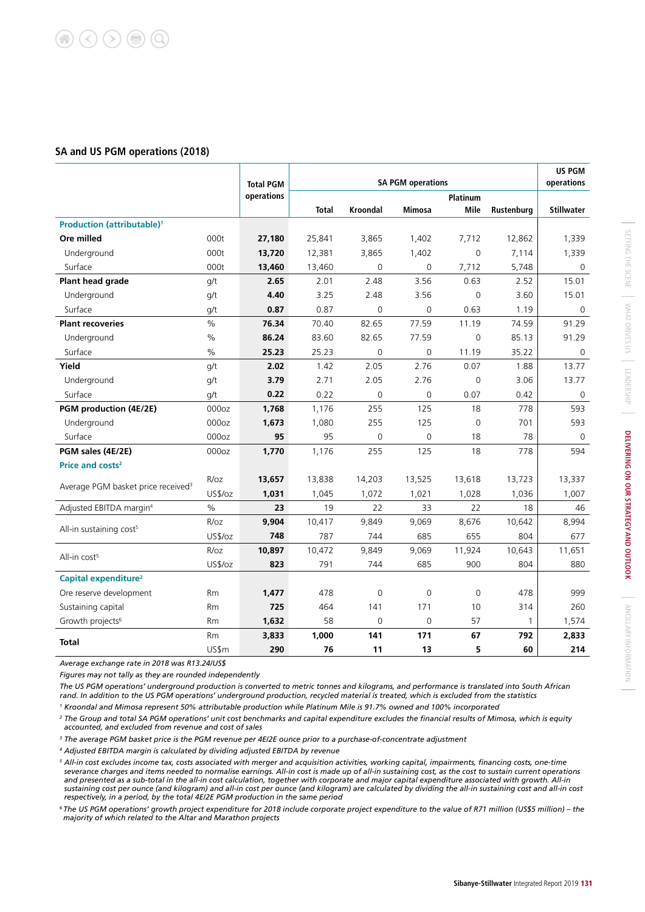## SA and US PGM operations (2018)

| | | Total PGM operations | SA PGM operations | | | | | US PGM operations |
|---|---|---|---|---|---|---|---|---|
| | | | Total | Kroondal | Mimosa | Platinum Mile | Rustenburg | Stillwater |
| **Production (attributable)**[1] | | | | | | | | |
| **Ore milled** | 000t | **27,180** | 25,841 | 3,865 | 1,402 | 7,712 | 12,862 | 1,339 |
| Underground | 000t | **13,720** | 12,381 | 3,865 | 1,402 | 0 | 7,114 | 1,339 |
| Surface | 000t | **13,460** | 13,460 | 0 | 0 | 7,712 | 5,748 | 0 |
| **Plant head grade** | g/t | **2.65** | 2.01 | 2.48 | 3.56 | 0.63 | 2.52 | 15.01 |
| Underground | g/t | **4.40** | 3.25 | 2.48 | 3.56 | 0 | 3.60 | 15.01 |
| Surface | g/t | **0.87** | 0.87 | 0 | 0 | 0.63 | 1.19 | 0 |
| **Plant recoveries** | % | **76.34** | 70.40 | 82.65 | 77.59 | 11.19 | 74.59 | 91.29 |
| Underground | % | **86.24** | 83.60 | 82.65 | 77.59 | 0 | 85.13 | 91.29 |
| Surface | % | **25.23** | 25.23 | 0 | 0 | 11.19 | 35.22 | 0 |
| **Yield** | g/t | **2.02** | 1.42 | 2.05 | 2.76 | 0.07 | 1.88 | 13.77 |
| Underground | g/t | **3.79** | 2.71 | 2.05 | 2.76 | 0 | 3.06 | 13.77 |
| Surface | g/t | **0.22** | 0.22 | 0 | 0 | 0.07 | 0.42 | 0 |
| **PGM production (4E/2E)** | 000oz | **1,768** | 1,176 | 255 | 125 | 18 | 778 | 593 |
| Underground | 000oz | **1,673** | 1,080 | 255 | 125 | 0 | 701 | 593 |
| Surface | 000oz | **95** | 95 | 0 | 0 | 18 | 78 | 0 |
| **PGM sales (4E/2E)** | 000oz | **1,770** | 1,176 | 255 | 125 | 18 | 778 | 594 |
| **Price and costs**[2] | | | | | | | | |
| Average PGM basket price received[3] | R/oz | **13,657** | 13,838 | 14,203 | 13,525 | 13,618 | 13,723 | 13,337 |
| | US$/oz | **1,031** | 1,045 | 1,072 | 1,021 | 1,028 | 1,036 | 1,007 |
| Adjusted EBITDA margin[4] | % | **23** | 19 | 22 | 33 | 22 | 18 | 46 |
| All-in sustaining cost[5] | R/oz | **9,904** | 10,417 | 9,849 | 9,069 | 8,676 | 10,642 | 8,994 |
| | US$/oz | **748** | 787 | 744 | 685 | 655 | 804 | 677 |
| All-in cost[5] | R/oz | **10,897** | 10,472 | 9,849 | 9,069 | 11,924 | 10,643 | 11,651 |
| | US$/oz | **823** | 791 | 744 | 685 | 900 | 804 | 880 |
| **Capital expenditure**[2] | | | | | | | | |
| Ore reserve development | Rm | **1,477** | 478 | 0 | 0 | 0 | 478 | 999 |
| Sustaining capital | Rm | **725** | 464 | 141 | 171 | 10 | 314 | 260 |
| Growth projects[6] | Rm | **1,632** | 58 | 0 | 0 | 57 | 1 | 1,574 |
| **Total** | Rm | **3,833** | **1,000** | **141** | **171** | **67** | **792** | **2,833** |
| | US$m | **290** | **76** | **11** | **13** | **5** | **60** | **214** |

*Average exchange rate in 2018 was R13.24/US$*

*Figures may not tally as they are rounded independently*

*The US PGM operations' underground production is converted to metric tonnes and kilograms, and performance is translated into South African rand. In addition to the US PGM operations' underground production, recycled material is treated, which is excluded from the statistics*

[1] *Kroondal and Mimosa represent 50% attributable production while Platinum Mile is 91.7% owned and 100% incorporated*

[2] *The Group and total SA PGM operations' unit cost benchmarks and capital expenditure excludes the financial results of Mimosa, which is equity accounted, and excluded from revenue and cost of sales*

[3] *The average PGM basket price is the PGM revenue per 4E/2E ounce prior to a purchase-of-concentrate adjustment*

[4] *Adjusted EBITDA margin is calculated by dividing adjusted EBITDA by revenue*

[5] *All-in cost excludes income tax, costs associated with merger and acquisition activities, working capital, impairments, financing costs, one-time severance charges and items needed to normalise earnings. All-in cost is made up of all-in sustaining cost, as the cost to sustain current operations and presented as a sub-total in the all-in cost calculation, together with corporate and major capital expenditure associated with growth. All-in sustaining cost per ounce (and kilogram) and all-in cost per ounce (and kilogram) are calculated by dividing the all-in sustaining cost and all-in cost respectively, in a period, by the total 4E/2E PGM production in the same period*

[6] *The US PGM operations' growth project expenditure for 2018 include corporate project expenditure to the value of R71 million (US$5 million) – the majority of which related to the Altar and Marathon projects*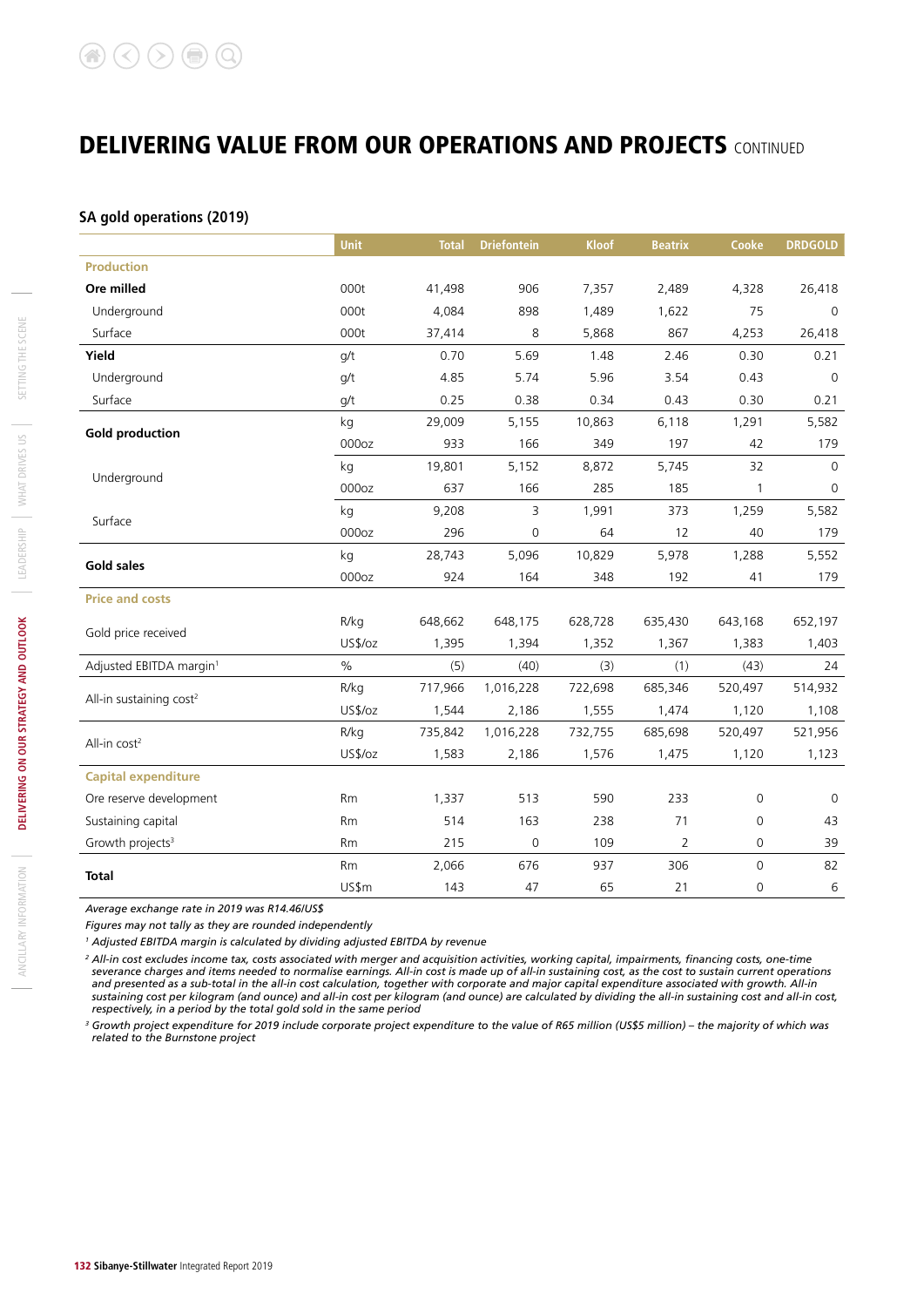# DELIVERING VALUE FROM OUR OPERATIONS AND PROJECTS CONTINUED

### SA gold operations (2019)

| | Unit | Total | Driefontein | Kloof | Beatrix | Cooke | DRDGOLD |
|---|---|---|---|---|---|---|---|
| **Production** | | | | | | | |
| **Ore milled** | 000t | 41,498 | 906 | 7,357 | 2,489 | 4,328 | 26,418 |
| Underground | 000t | 4,084 | 898 | 1,489 | 1,622 | 75 | 0 |
| Surface | 000t | 37,414 | 8 | 5,868 | 867 | 4,253 | 26,418 |
| **Yield** | g/t | 0.70 | 5.69 | 1.48 | 2.46 | 0.30 | 0.21 |
| Underground | g/t | 4.85 | 5.74 | 5.96 | 3.54 | 0.43 | 0 |
| Surface | g/t | 0.25 | 0.38 | 0.34 | 0.43 | 0.30 | 0.21 |
| **Gold production** | kg | 29,009 | 5,155 | 10,863 | 6,118 | 1,291 | 5,582 |
| | 000oz | 933 | 166 | 349 | 197 | 42 | 179 |
| Underground | kg | 19,801 | 5,152 | 8,872 | 5,745 | 32 | 0 |
| | 000oz | 637 | 166 | 285 | 185 | 1 | 0 |
| Surface | kg | 9,208 | 3 | 1,991 | 373 | 1,259 | 5,582 |
| | 000oz | 296 | 0 | 64 | 12 | 40 | 179 |
| **Gold sales** | kg | 28,743 | 5,096 | 10,829 | 5,978 | 1,288 | 5,552 |
| | 000oz | 924 | 164 | 348 | 192 | 41 | 179 |
| **Price and costs** | | | | | | | |
| Gold price received | R/kg | 648,662 | 648,175 | 628,728 | 635,430 | 643,168 | 652,197 |
| | US$/oz | 1,395 | 1,394 | 1,352 | 1,367 | 1,383 | 1,403 |
| Adjusted EBITDA margin[1] | % | (5) | (40) | (3) | (1) | (43) | 24 |
| All-in sustaining cost[2] | R/kg | 717,966 | 1,016,228 | 722,698 | 685,346 | 520,497 | 514,932 |
| | US$/oz | 1,544 | 2,186 | 1,555 | 1,474 | 1,120 | 1,108 |
| All-in cost[2] | R/kg | 735,842 | 1,016,228 | 732,755 | 685,698 | 520,497 | 521,956 |
| | US$/oz | 1,583 | 2,186 | 1,576 | 1,475 | 1,120 | 1,123 |
| **Capital expenditure** | | | | | | | |
| Ore reserve development | Rm | 1,337 | 513 | 590 | 233 | 0 | 0 |
| Sustaining capital | Rm | 514 | 163 | 238 | 71 | 0 | 43 |
| Growth projects[3] | Rm | 215 | 0 | 109 | 2 | 0 | 39 |
| **Total** | Rm | 2,066 | 676 | 937 | 306 | 0 | 82 |
| | US$m | 143 | 47 | 65 | 21 | 0 | 6 |

*Average exchange rate in 2019 was R14.46/US$*

*Figures may not tally as they are rounded independently*

[1] *Adjusted EBITDA margin is calculated by dividing adjusted EBITDA by revenue*

[2] *All-in cost excludes income tax, costs associated with merger and acquisition activities, working capital, impairments, financing costs, one-time severance charges and items needed to normalise earnings. All-in cost is made up of all-in sustaining cost, as the cost to sustain current operations and presented as a sub-total in the all-in cost calculation, together with corporate and major capital expenditure associated with growth. All-in sustaining cost per kilogram (and ounce) and all-in cost per kilogram (and ounce) are calculated by dividing the all-in sustaining cost and all-in cost, respectively, in a period by the total gold sold in the same period*

[3] *Growth project expenditure for 2019 include corporate project expenditure to the value of R65 million (US$5 million) – the majority of which was related to the Burnstone project*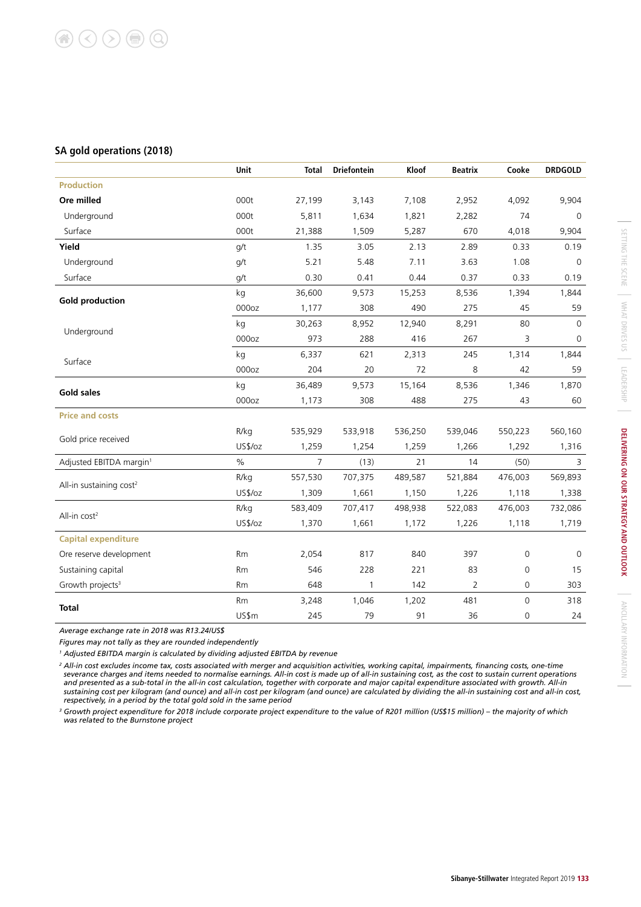## SA gold operations (2018)

| | Unit | Total | Driefontein | Kloof | Beatrix | Cooke | DRDGOLD |
|---|---|---|---|---|---|---|---|
| **Production** | | | | | | | |
| **Ore milled** | 000t | 27,199 | 3,143 | 7,108 | 2,952 | 4,092 | 9,904 |
| Underground | 000t | 5,811 | 1,634 | 1,821 | 2,282 | 74 | 0 |
| Surface | 000t | 21,388 | 1,509 | 5,287 | 670 | 4,018 | 9,904 |
| **Yield** | g/t | 1.35 | 3.05 | 2.13 | 2.89 | 0.33 | 0.19 |
| Underground | g/t | 5.21 | 5.48 | 7.11 | 3.63 | 1.08 | 0 |
| Surface | g/t | 0.30 | 0.41 | 0.44 | 0.37 | 0.33 | 0.19 |
| **Gold production** | kg | 36,600 | 9,573 | 15,253 | 8,536 | 1,394 | 1,844 |
| | 000oz | 1,177 | 308 | 490 | 275 | 45 | 59 |
| Underground | kg | 30,263 | 8,952 | 12,940 | 8,291 | 80 | 0 |
| | 000oz | 973 | 288 | 416 | 267 | 3 | 0 |
| Surface | kg | 6,337 | 621 | 2,313 | 245 | 1,314 | 1,844 |
| | 000oz | 204 | 20 | 72 | 8 | 42 | 59 |
| **Gold sales** | kg | 36,489 | 9,573 | 15,164 | 8,536 | 1,346 | 1,870 |
| | 000oz | 1,173 | 308 | 488 | 275 | 43 | 60 |
| **Price and costs** | | | | | | | |
| Gold price received | R/kg | 535,929 | 533,918 | 536,250 | 539,046 | 550,223 | 560,160 |
| | US$/oz | 1,259 | 1,254 | 1,259 | 1,266 | 1,292 | 1,316 |
| Adjusted EBITDA margin[1] | % | 7 | (13) | 21 | 14 | (50) | 3 |
| All-in sustaining cost[2] | R/kg | 557,530 | 707,375 | 489,587 | 521,884 | 476,003 | 569,893 |
| | US$/oz | 1,309 | 1,661 | 1,150 | 1,226 | 1,118 | 1,338 |
| All-in cost[2] | R/kg | 583,409 | 707,417 | 498,938 | 522,083 | 476,003 | 732,086 |
| | US$/oz | 1,370 | 1,661 | 1,172 | 1,226 | 1,118 | 1,719 |
| **Capital expenditure** | | | | | | | |
| Ore reserve development | Rm | 2,054 | 817 | 840 | 397 | 0 | 0 |
| Sustaining capital | Rm | 546 | 228 | 221 | 83 | 0 | 15 |
| Growth projects[3] | Rm | 648 | 1 | 142 | 2 | 0 | 303 |
| **Total** | Rm | 3,248 | 1,046 | 1,202 | 481 | 0 | 318 |
| | US$m | 245 | 79 | 91 | 36 | 0 | 24 |

*Average exchange rate in 2018 was R13.24/US$*

*Figures may not tally as they are rounded independently*

[1] *Adjusted EBITDA margin is calculated by dividing adjusted EBITDA by revenue*

[2] *All-in cost excludes income tax, costs associated with merger and acquisition activities, working capital, impairments, financing costs, one-time severance charges and items needed to normalise earnings. All-in cost is made up of all-in sustaining cost, as the cost to sustain current operations and presented as a sub-total in the all-in cost calculation, together with corporate and major capital expenditure associated with growth. All-in sustaining cost per kilogram (and ounce) and all-in cost per kilogram (and ounce) are calculated by dividing the all-in sustaining cost and all-in cost, respectively, in a period by the total gold sold in the same period*

[3] *Growth project expenditure for 2018 include corporate project expenditure to the value of R201 million (US$15 million) – the majority of which was related to the Burnstone project*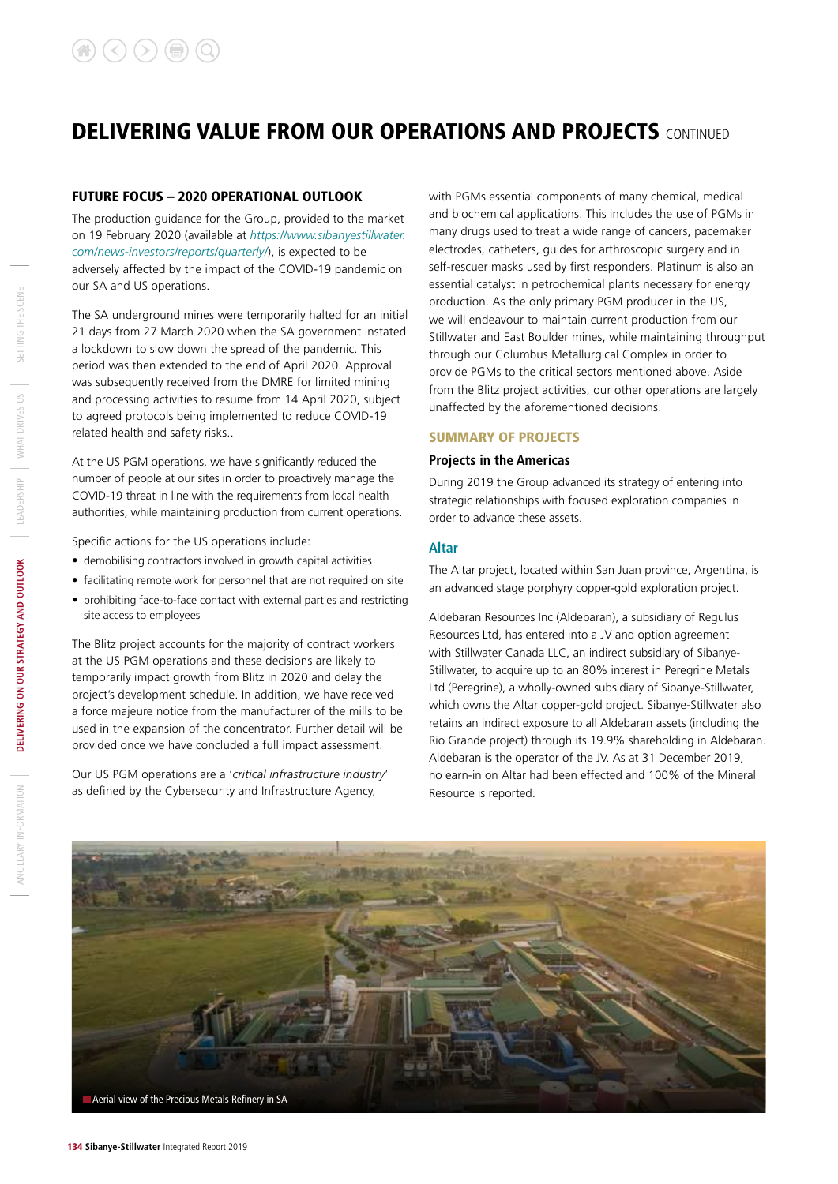# DELIVERING VALUE FROM OUR OPERATIONS AND PROJECTS CONTINUED

## FUTURE FOCUS – 2020 OPERATIONAL OUTLOOK

The production guidance for the Group, provided to the market on 19 February 2020 (available at *https://www.sibanyestillwater.com/news-investors/reports/quarterly/*), is expected to be adversely affected by the impact of the COVID-19 pandemic on our SA and US operations.

The SA underground mines were temporarily halted for an initial 21 days from 27 March 2020 when the SA government instated a lockdown to slow down the spread of the pandemic. This period was then extended to the end of April 2020. Approval was subsequently received from the DMRE for limited mining and processing activities to resume from 14 April 2020, subject to agreed protocols being implemented to reduce COVID-19 related health and safety risks..

At the US PGM operations, we have significantly reduced the number of people at our sites in order to proactively manage the COVID-19 threat in line with the requirements from local health authorities, while maintaining production from current operations.

Specific actions for the US operations include:

- demobilising contractors involved in growth capital activities
- facilitating remote work for personnel that are not required on site
- prohibiting face-to-face contact with external parties and restricting site access to employees

The Blitz project accounts for the majority of contract workers at the US PGM operations and these decisions are likely to temporarily impact growth from Blitz in 2020 and delay the project's development schedule. In addition, we have received a force majeure notice from the manufacturer of the mills to be used in the expansion of the concentrator. Further detail will be provided once we have concluded a full impact assessment.

Our US PGM operations are a '*critical infrastructure industry*' as defined by the Cybersecurity and Infrastructure Agency, with PGMs essential components of many chemical, medical and biochemical applications. This includes the use of PGMs in many drugs used to treat a wide range of cancers, pacemaker electrodes, catheters, guides for arthroscopic surgery and in self-rescuer masks used by first responders. Platinum is also an essential catalyst in petrochemical plants necessary for energy production. As the only primary PGM producer in the US, we will endeavour to maintain current production from our Stillwater and East Boulder mines, while maintaining throughput through our Columbus Metallurgical Complex in order to provide PGMs to the critical sectors mentioned above. Aside from the Blitz project activities, our other operations are largely unaffected by the aforementioned decisions.

## SUMMARY OF PROJECTS

### Projects in the Americas

During 2019 the Group advanced its strategy of entering into strategic relationships with focused exploration companies in order to advance these assets.

#### Altar

The Altar project, located within San Juan province, Argentina, is an advanced stage porphyry copper-gold exploration project.

Aldebaran Resources Inc (Aldebaran), a subsidiary of Regulus Resources Ltd, has entered into a JV and option agreement with Stillwater Canada LLC, an indirect subsidiary of Sibanye-Stillwater, to acquire up to an 80% interest in Peregrine Metals Ltd (Peregrine), a wholly-owned subsidiary of Sibanye-Stillwater, which owns the Altar copper-gold project. Sibanye-Stillwater also retains an indirect exposure to all Aldebaran assets (including the Rio Grande project) through its 19.9% shareholding in Aldebaran. Aldebaran is the operator of the JV. As at 31 December 2019, no earn-in on Altar had been effected and 100% of the Mineral Resource is reported.

Aerial view of the Precious Metals Refinery in SA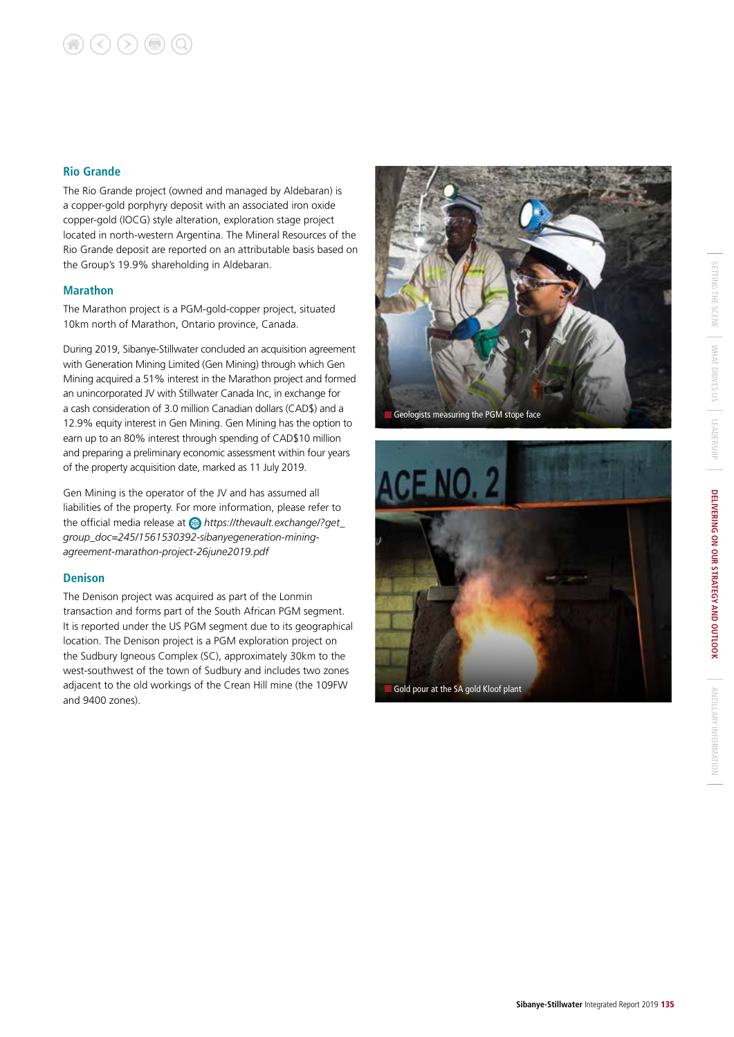## Rio Grande

The Rio Grande project (owned and managed by Aldebaran) is a copper-gold porphyry deposit with an associated iron oxide copper-gold (IOCG) style alteration, exploration stage project located in north-western Argentina. The Mineral Resources of the Rio Grande deposit are reported on an attributable basis based on the Group's 19.9% shareholding in Aldebaran.

## Marathon

The Marathon project is a PGM-gold-copper project, situated 10km north of Marathon, Ontario province, Canada.

During 2019, Sibanye-Stillwater concluded an acquisition agreement with Generation Mining Limited (Gen Mining) through which Gen Mining acquired a 51% interest in the Marathon project and formed an unincorporated JV with Stillwater Canada Inc, in exchange for a cash consideration of 3.0 million Canadian dollars (CAD$) and a 12.9% equity interest in Gen Mining. Gen Mining has the option to earn up to an 80% interest through spending of CAD$10 million and preparing a preliminary economic assessment within four years of the property acquisition date, marked as 11 July 2019.

Gen Mining is the operator of the JV and has assumed all liabilities of the property. For more information, please refer to the official media release at *https://thevault.exchange/?get_group_doc=245/1561530392-sibanyegeneration-mining-agreement-marathon-project-26june2019.pdf*

## Denison

The Denison project was acquired as part of the Lonmin transaction and forms part of the South African PGM segment. It is reported under the US PGM segment due to its geographical location. The Denison project is a PGM exploration project on the Sudbury Igneous Complex (SC), approximately 30km to the west-southwest of the town of Sudbury and includes two zones adjacent to the old workings of the Crean Hill mine (the 109FW and 9400 zones).

Geologists measuring the PGM stope face

Gold pour at the SA gold Kloof plant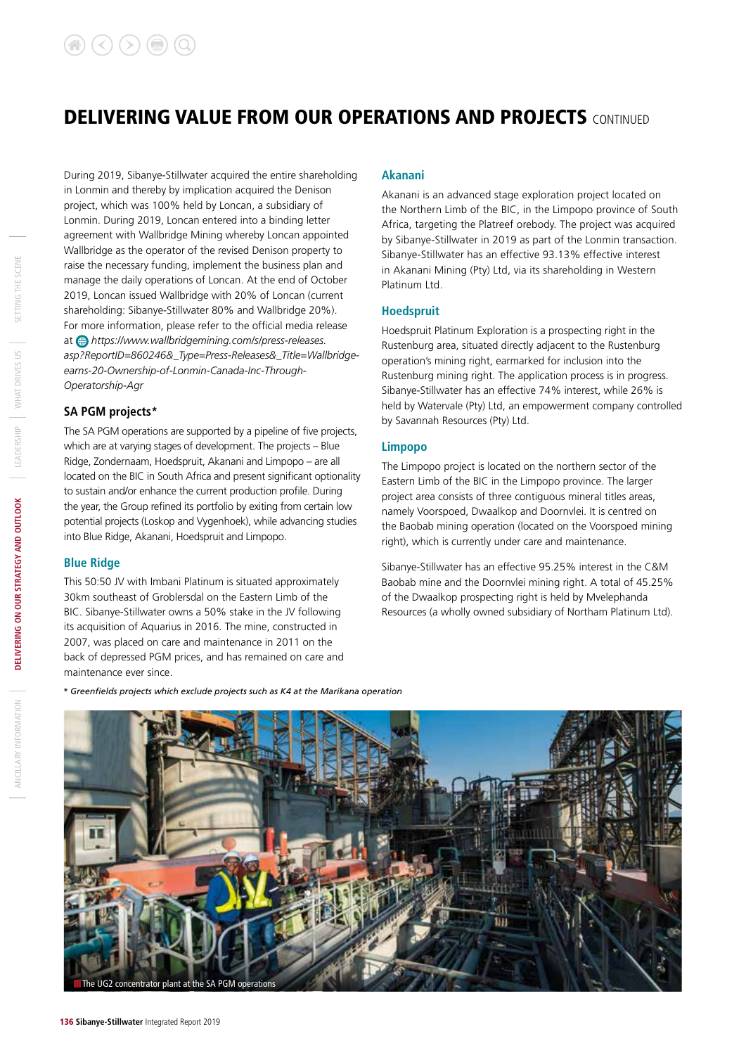## DELIVERING VALUE FROM OUR OPERATIONS AND PROJECTS CONTINUED

During 2019, Sibanye-Stillwater acquired the entire shareholding in Lonmin and thereby by implication acquired the Denison project, which was 100% held by Loncan, a subsidiary of Lonmin. During 2019, Loncan entered into a binding letter agreement with Wallbridge Mining whereby Loncan appointed Wallbridge as the operator of the revised Denison property to raise the necessary funding, implement the business plan and manage the daily operations of Loncan. At the end of October 2019, Loncan issued Wallbridge with 20% of Loncan (current shareholding: Sibanye-Stillwater 80% and Wallbridge 20%). For more information, please refer to the official media release at *https://www.wallbridgemining.com/s/press-releases.asp?ReportID=860246&_Type=Press-Releases&_Title=Wallbridge-earns-20-Ownership-of-Lonmin-Canada-Inc-Through-Operatorship-Agr*

### SA PGM projects*

The SA PGM operations are supported by a pipeline of five projects, which are at varying stages of development. The projects – Blue Ridge, Zondernaam, Hoedspruit, Akanani and Limpopo – are all located on the BIC in South Africa and present significant optionality to sustain and/or enhance the current production profile. During the year, the Group refined its portfolio by exiting from certain low potential projects (Loskop and Vygenhoek), while advancing studies into Blue Ridge, Akanani, Hoedspruit and Limpopo.

#### Blue Ridge

This 50:50 JV with Imbani Platinum is situated approximately 30km southeast of Groblersdal on the Eastern Limb of the BIC. Sibanye-Stillwater owns a 50% stake in the JV following its acquisition of Aquarius in 2016. The mine, constructed in 2007, was placed on care and maintenance in 2011 on the back of depressed PGM prices, and has remained on care and maintenance ever since.

#### Akanani

Akanani is an advanced stage exploration project located on the Northern Limb of the BIC, in the Limpopo province of South Africa, targeting the Platreef orebody. The project was acquired by Sibanye-Stillwater in 2019 as part of the Lonmin transaction. Sibanye-Stillwater has an effective 93.13% effective interest in Akanani Mining (Pty) Ltd, via its shareholding in Western Platinum Ltd.

#### Hoedspruit

Hoedspruit Platinum Exploration is a prospecting right in the Rustenburg area, situated directly adjacent to the Rustenburg operation's mining right, earmarked for inclusion into the Rustenburg mining right. The application process is in progress. Sibanye-Stillwater has an effective 74% interest, while 26% is held by Watervale (Pty) Ltd, an empowerment company controlled by Savannah Resources (Pty) Ltd.

#### Limpopo

The Limpopo project is located on the northern sector of the Eastern Limb of the BIC in the Limpopo province. The larger project area consists of three contiguous mineral titles areas, namely Voorspoed, Dwaalkop and Doornvlei. It is centred on the Baobab mining operation (located on the Voorspoed mining right), which is currently under care and maintenance.

Sibanye-Stillwater has an effective 95.25% interest in the C&M Baobab mine and the Doornvlei mining right. A total of 45.25% of the Dwaalkop prospecting right is held by Mvelephanda Resources (a wholly owned subsidiary of Northam Platinum Ltd).

*\* Greenfields projects which exclude projects such as K4 at the Marikana operation*

The UG2 concentrator plant at the SA PGM operations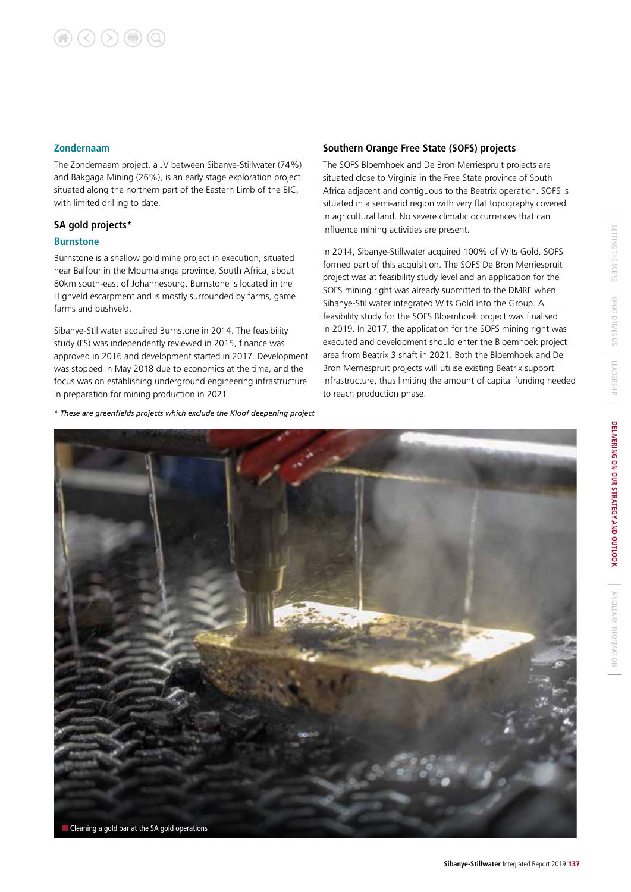### Zondernaam

The Zondernaam project, a JV between Sibanye-Stillwater (74%) and Bakgaga Mining (26%), is an early stage exploration project situated along the northern part of the Eastern Limb of the BIC, with limited drilling to date.

## SA gold projects*

### Burnstone

Burnstone is a shallow gold mine project in execution, situated near Balfour in the Mpumalanga province, South Africa, about 80km south-east of Johannesburg. Burnstone is located in the Highveld escarpment and is mostly surrounded by farms, game farms and bushveld.

Sibanye-Stillwater acquired Burnstone in 2014. The feasibility study (FS) was independently reviewed in 2015, finance was approved in 2016 and development started in 2017. Development was stopped in May 2018 due to economics at the time, and the focus was on establishing underground engineering infrastructure in preparation for mining production in 2021.

*\* These are greenfields projects which exclude the Kloof deepening project*

## Southern Orange Free State (SOFS) projects

The SOFS Bloemhoek and De Bron Merriespruit projects are situated close to Virginia in the Free State province of South Africa adjacent and contiguous to the Beatrix operation. SOFS is situated in a semi-arid region with very flat topography covered in agricultural land. No severe climatic occurrences that can influence mining activities are present.

In 2014, Sibanye-Stillwater acquired 100% of Wits Gold. SOFS formed part of this acquisition. The SOFS De Bron Merriespruit project was at feasibility study level and an application for the SOFS mining right was already submitted to the DMRE when Sibanye-Stillwater integrated Wits Gold into the Group. A feasibility study for the SOFS Bloemhoek project was finalised in 2019. In 2017, the application for the SOFS mining right was executed and development should enter the Bloemhoek project area from Beatrix 3 shaft in 2021. Both the Bloemhoek and De Bron Merriespruit projects will utilise existing Beatrix support infrastructure, thus limiting the amount of capital funding needed to reach production phase.

Cleaning a gold bar at the SA gold operations